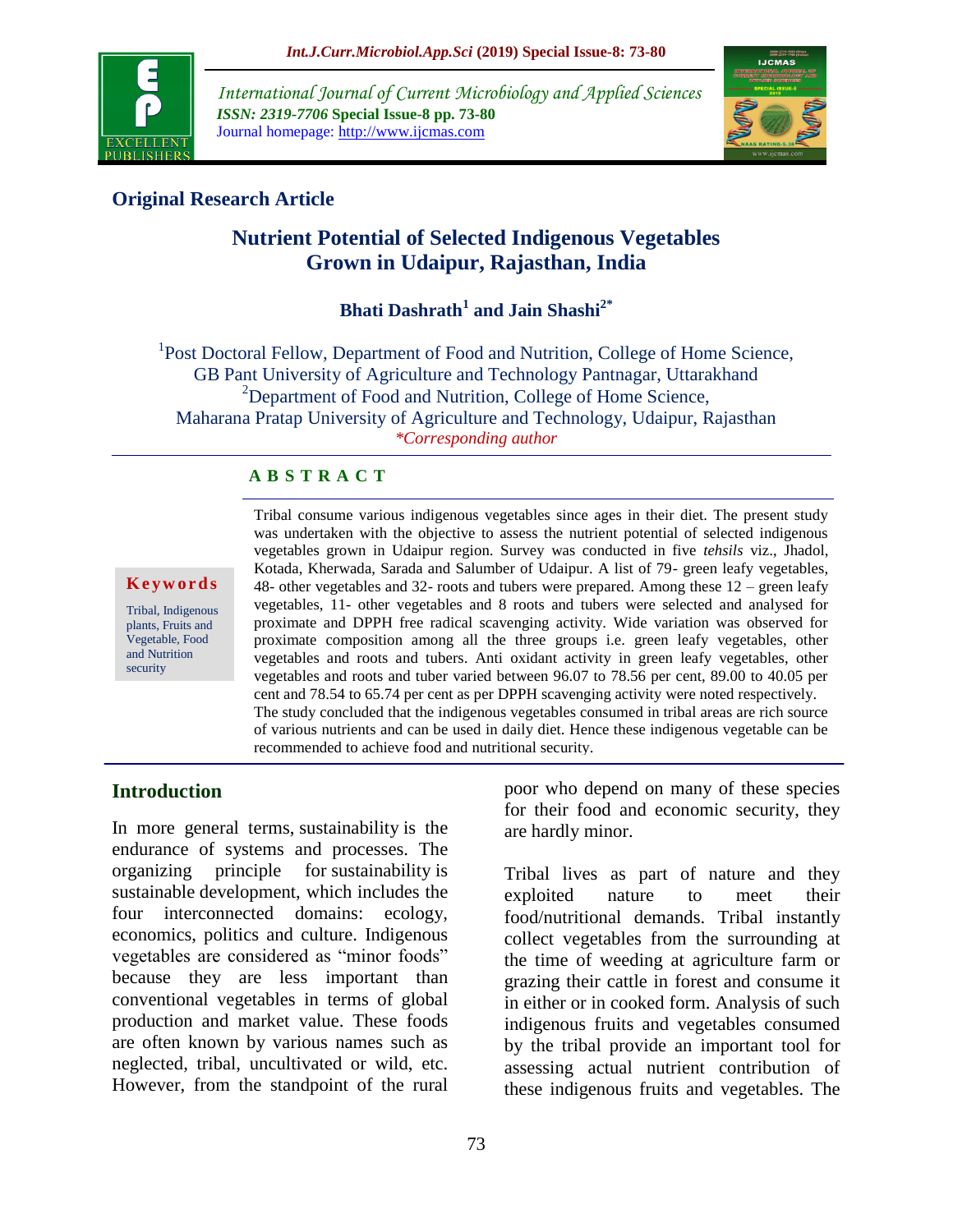## Original Research Article

# Nutrient Potential of Selected Indigenous Vegetables Grown in Udaipur, Rajasthan, India

**Bhati Dashrath[1] and Jain Shashi[2*]**

[1]Post Doctoral Fellow, Department of Food and Nutrition, College of Home Science, GB Pant University of Agriculture and Technology Pantnagar, Uttarakhand
[2]Department of Food and Nutrition, College of Home Science, Maharana Pratap University of Agriculture and Technology, Udaipur, Rajasthan
*Corresponding author

### ABSTRACT

**Keywords**

Tribal, Indigenous plants, Fruits and Vegetable, Food and Nutrition security

Tribal consume various indigenous vegetables since ages in their diet. The present study was undertaken with the objective to assess the nutrient potential of selected indigenous vegetables grown in Udaipur region. Survey was conducted in five *tehsils* viz., Jhadol, Kotada, Kherwada, Sarada and Salumber of Udaipur. A list of 79- green leafy vegetables, 48- other vegetables and 32- roots and tubers were prepared. Among these 12 – green leafy vegetables, 11- other vegetables and 8 roots and tubers were selected and analysed for proximate and DPPH free radical scavenging activity. Wide variation was observed for proximate composition among all the three groups i.e. green leafy vegetables, other vegetables and roots and tubers. Anti oxidant activity in green leafy vegetables, other vegetables and roots and tuber varied between 96.07 to 78.56 per cent, 89.00 to 40.05 per cent and 78.54 to 65.74 per cent as per DPPH scavenging activity were noted respectively. The study concluded that the indigenous vegetables consumed in tribal areas are rich source of various nutrients and can be used in daily diet. Hence these indigenous vegetable can be recommended to achieve food and nutritional security.

## Introduction

In more general terms, sustainability is the endurance of systems and processes. The organizing principle for sustainability is sustainable development, which includes the four interconnected domains: ecology, economics, politics and culture. Indigenous vegetables are considered as "minor foods" because they are less important than conventional vegetables in terms of global production and market value. These foods are often known by various names such as neglected, tribal, uncultivated or wild, etc. However, from the standpoint of the rural poor who depend on many of these species for their food and economic security, they are hardly minor.

Tribal lives as part of nature and they exploited nature to meet their food/nutritional demands. Tribal instantly collect vegetables from the surrounding at the time of weeding at agriculture farm or grazing their cattle in forest and consume it in either or in cooked form. Analysis of such indigenous fruits and vegetables consumed by the tribal provide an important tool for assessing actual nutrient contribution of these indigenous fruits and vegetables. The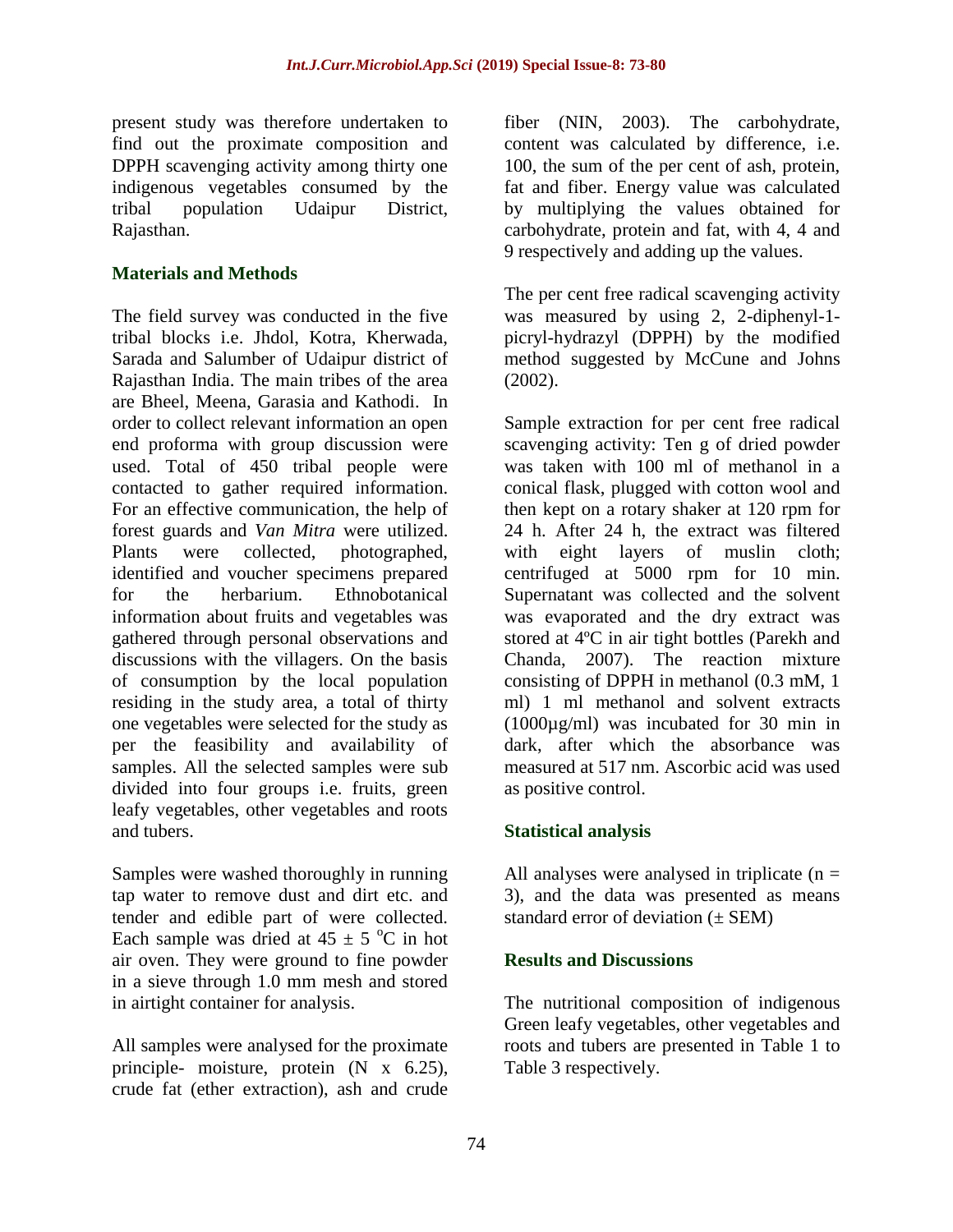present study was therefore undertaken to find out the proximate composition and DPPH scavenging activity among thirty one indigenous vegetables consumed by the tribal population Udaipur District, Rajasthan.

## Materials and Methods

The field survey was conducted in the five tribal blocks i.e. Jhdol, Kotra, Kherwada, Sarada and Salumber of Udaipur district of Rajasthan India. The main tribes of the area are Bheel, Meena, Garasia and Kathodi. In order to collect relevant information an open end proforma with group discussion were used. Total of 450 tribal people were contacted to gather required information. For an effective communication, the help of forest guards and *Van Mitra* were utilized. Plants were collected, photographed, identified and voucher specimens prepared for the herbarium. Ethnobotanical information about fruits and vegetables was gathered through personal observations and discussions with the villagers. On the basis of consumption by the local population residing in the study area, a total of thirty one vegetables were selected for the study as per the feasibility and availability of samples. All the selected samples were sub divided into four groups i.e. fruits, green leafy vegetables, other vegetables and roots and tubers.

Samples were washed thoroughly in running tap water to remove dust and dirt etc. and tender and edible part of were collected. Each sample was dried at $45 \pm 5$ °C in hot air oven. They were ground to fine powder in a sieve through 1.0 mm mesh and stored in airtight container for analysis.

All samples were analysed for the proximate principle- moisture, protein (N x 6.25), crude fat (ether extraction), ash and crude fiber (NIN, 2003). The carbohydrate, content was calculated by difference, i.e. 100, the sum of the per cent of ash, protein, fat and fiber. Energy value was calculated by multiplying the values obtained for carbohydrate, protein and fat, with 4, 4 and 9 respectively and adding up the values.

The per cent free radical scavenging activity was measured by using 2, 2-diphenyl-1-picryl-hydrazyl (DPPH) by the modified method suggested by McCune and Johns (2002).

Sample extraction for per cent free radical scavenging activity: Ten g of dried powder was taken with 100 ml of methanol in a conical flask, plugged with cotton wool and then kept on a rotary shaker at 120 rpm for 24 h. After 24 h, the extract was filtered with eight layers of muslin cloth; centrifuged at 5000 rpm for 10 min. Supernatant was collected and the solvent was evaporated and the dry extract was stored at 4ºC in air tight bottles (Parekh and Chanda, 2007). The reaction mixture consisting of DPPH in methanol (0.3 mM, 1 ml) 1 ml methanol and solvent extracts (1000µg/ml) was incubated for 30 min in dark, after which the absorbance was measured at 517 nm. Ascorbic acid was used as positive control.

## Statistical analysis

All analyses were analysed in triplicate ($n = 3$), and the data was presented as means standard error of deviation (± SEM)

## Results and Discussions

The nutritional composition of indigenous Green leafy vegetables, other vegetables and roots and tubers are presented in Table 1 to Table 3 respectively.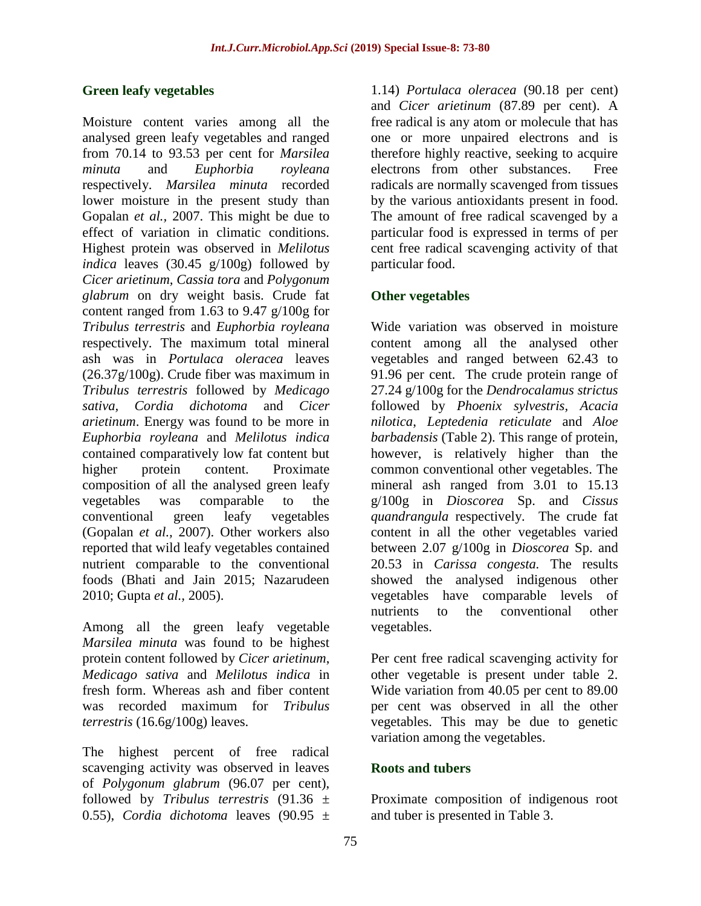## Green leafy vegetables

Moisture content varies among all the analysed green leafy vegetables and ranged from 70.14 to 93.53 per cent for *Marsilea minuta* and *Euphorbia royleana* respectively. *Marsilea minuta* recorded lower moisture in the present study than Gopalan *et al.,* 2007. This might be due to effect of variation in climatic conditions. Highest protein was observed in *Melilotus indica* leaves (30.45 g/100g) followed by *Cicer arietinum*, *Cassia tora* and *Polygonum glabrum* on dry weight basis. Crude fat content ranged from 1.63 to 9.47 g/100g for *Tribulus terrestris* and *Euphorbia royleana* respectively. The maximum total mineral ash was in *Portulaca oleracea* leaves (26.37g/100g). Crude fiber was maximum in *Tribulus terrestris* followed by *Medicago sativa, Cordia dichotoma* and *Cicer arietinum*. Energy was found to be more in *Euphorbia royleana* and *Melilotus indica* contained comparatively low fat content but higher protein content. Proximate composition of all the analysed green leafy vegetables was comparable to the conventional green leafy vegetables (Gopalan *et al.,* 2007). Other workers also reported that wild leafy vegetables contained nutrient comparable to the conventional foods (Bhati and Jain 2015; Nazarudeen 2010; Gupta *et al.,* 2005).

Among all the green leafy vegetable *Marsilea minuta* was found to be highest protein content followed by *Cicer arietinum*, *Medicago sativa* and *Melilotus indica* in fresh form. Whereas ash and fiber content was recorded maximum for *Tribulus terrestris* (16.6g/100g) leaves.

The highest percent of free radical scavenging activity was observed in leaves of *Polygonum glabrum* (96.07 per cent), followed by *Tribulus terrestris* (91.36 ± 0.55), *Cordia dichotoma* leaves (90.95 ± 1.14) *Portulaca oleracea* (90.18 per cent) and *Cicer arietinum* (87.89 per cent). A free radical is any atom or molecule that has one or more unpaired electrons and is therefore highly reactive, seeking to acquire electrons from other substances. Free radicals are normally scavenged from tissues by the various antioxidants present in food. The amount of free radical scavenged by a particular food is expressed in terms of per cent free radical scavenging activity of that particular food.

## Other vegetables

Wide variation was observed in moisture content among all the analysed other vegetables and ranged between 62.43 to 91.96 per cent. The crude protein range of 27.24 g/100g for the *Dendrocalamus strictus* followed by *Phoenix sylvestris, Acacia nilotica*, *Leptedenia reticulate* and *Aloe barbadensis* (Table 2). This range of protein, however, is relatively higher than the common conventional other vegetables. The mineral ash ranged from 3.01 to 15.13 g/100g in *Dioscorea* Sp. and *Cissus quandrangula* respectively. The crude fat content in all the other vegetables varied between 2.07 g/100g in *Dioscorea* Sp. and 20.53 in *Carissa congesta.* The results showed the analysed indigenous other vegetables have comparable levels of nutrients to the conventional other vegetables.

Per cent free radical scavenging activity for other vegetable is present under table 2. Wide variation from 40.05 per cent to 89.00 per cent was observed in all the other vegetables. This may be due to genetic variation among the vegetables.

## Roots and tubers

Proximate composition of indigenous root and tuber is presented in Table 3.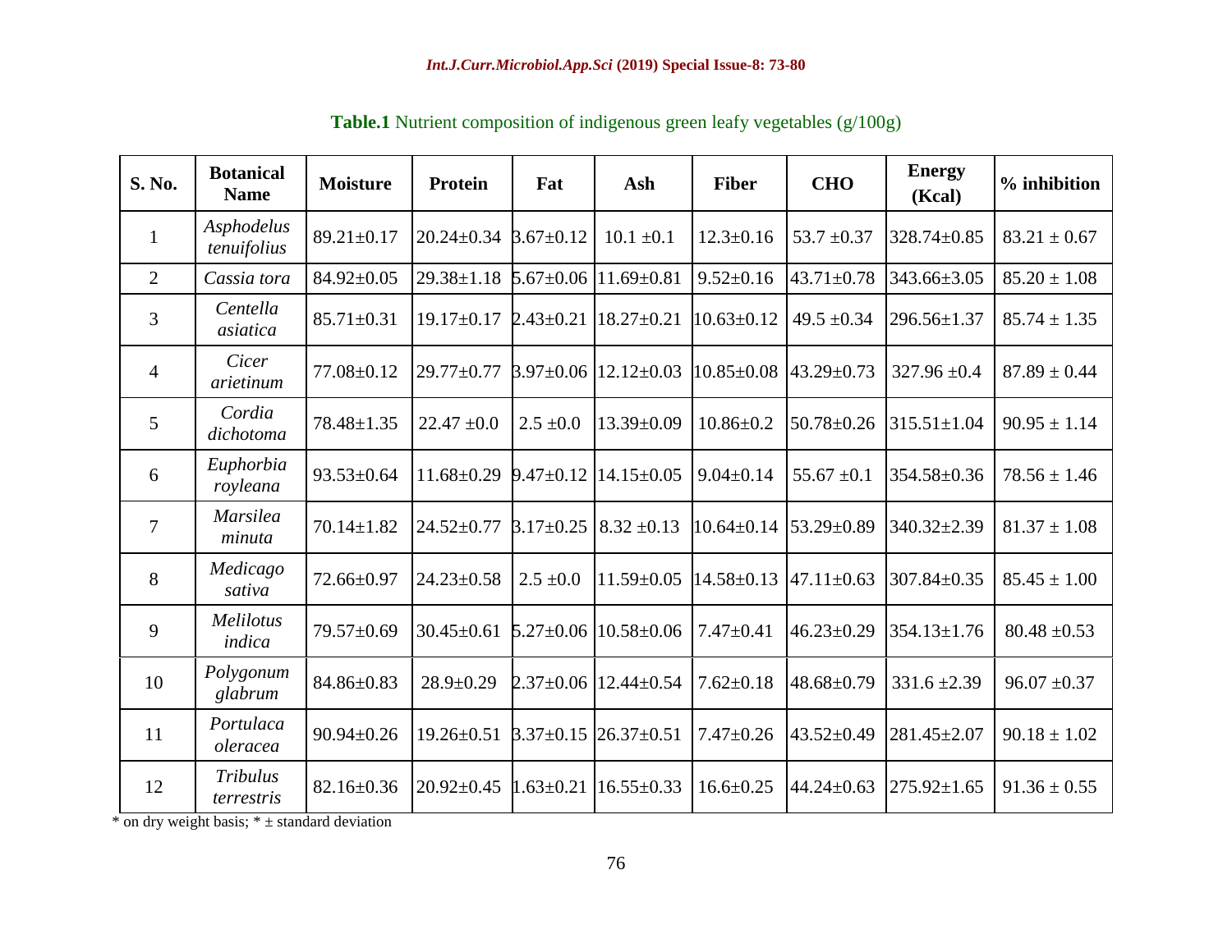**Table.1** Nutrient composition of indigenous green leafy vegetables (g/100g)

| S. No. | Botanical Name | Moisture | Protein | Fat | Ash | Fiber | CHO | Energy (Kcal) | % inhibition |
|---|---|---|---|---|---|---|---|---|---|
| 1 | *Asphodelus tenuifolius* | 89.21±0.17 | 20.24±0.34 | 3.67±0.12 | 10.1 ±0.1 | 12.3±0.16 | 53.7 ±0.37 | 328.74±0.85 | 83.21 ± 0.67 |
| 2 | *Cassia tora* | 84.92±0.05 | 29.38±1.18 | 5.67±0.06 | 11.69±0.81 | 9.52±0.16 | 43.71±0.78 | 343.66±3.05 | 85.20 ± 1.08 |
| 3 | *Centella asiatica* | 85.71±0.31 | 19.17±0.17 | 2.43±0.21 | 18.27±0.21 | 10.63±0.12 | 49.5 ±0.34 | 296.56±1.37 | 85.74 ± 1.35 |
| 4 | *Cicer arietinum* | 77.08±0.12 | 29.77±0.77 | 3.97±0.06 | 12.12±0.03 | 10.85±0.08 | 43.29±0.73 | 327.96 ±0.4 | 87.89 ± 0.44 |
| 5 | *Cordia dichotoma* | 78.48±1.35 | 22.47 ±0.0 | 2.5 ±0.0 | 13.39±0.09 | 10.86±0.2 | 50.78±0.26 | 315.51±1.04 | 90.95 ± 1.14 |
| 6 | *Euphorbia royleana* | 93.53±0.64 | 11.68±0.29 | 9.47±0.12 | 14.15±0.05 | 9.04±0.14 | 55.67 ±0.1 | 354.58±0.36 | 78.56 ± 1.46 |
| 7 | *Marsilea minuta* | 70.14±1.82 | 24.52±0.77 | 3.17±0.25 | 8.32 ±0.13 | 10.64±0.14 | 53.29±0.89 | 340.32±2.39 | 81.37 ± 1.08 |
| 8 | *Medicago sativa* | 72.66±0.97 | 24.23±0.58 | 2.5 ±0.0 | 11.59±0.05 | 14.58±0.13 | 47.11±0.63 | 307.84±0.35 | 85.45 ± 1.00 |
| 9 | *Melilotus indica* | 79.57±0.69 | 30.45±0.61 | 5.27±0.06 | 10.58±0.06 | 7.47±0.41 | 46.23±0.29 | 354.13±1.76 | 80.48 ±0.53 |
| 10 | *Polygonum glabrum* | 84.86±0.83 | 28.9±0.29 | 2.37±0.06 | 12.44±0.54 | 7.62±0.18 | 48.68±0.79 | 331.6 ±2.39 | 96.07 ±0.37 |
| 11 | *Portulaca oleracea* | 90.94±0.26 | 19.26±0.51 | 3.37±0.15 | 26.37±0.51 | 7.47±0.26 | 43.52±0.49 | 281.45±2.07 | 90.18 ± 1.02 |
| 12 | *Tribulus terrestris* | 82.16±0.36 | 20.92±0.45 | 1.63±0.21 | 16.55±0.33 | 16.6±0.25 | 44.24±0.63 | 275.92±1.65 | 91.36 ± 0.55 |

* on dry weight basis; * ± standard deviation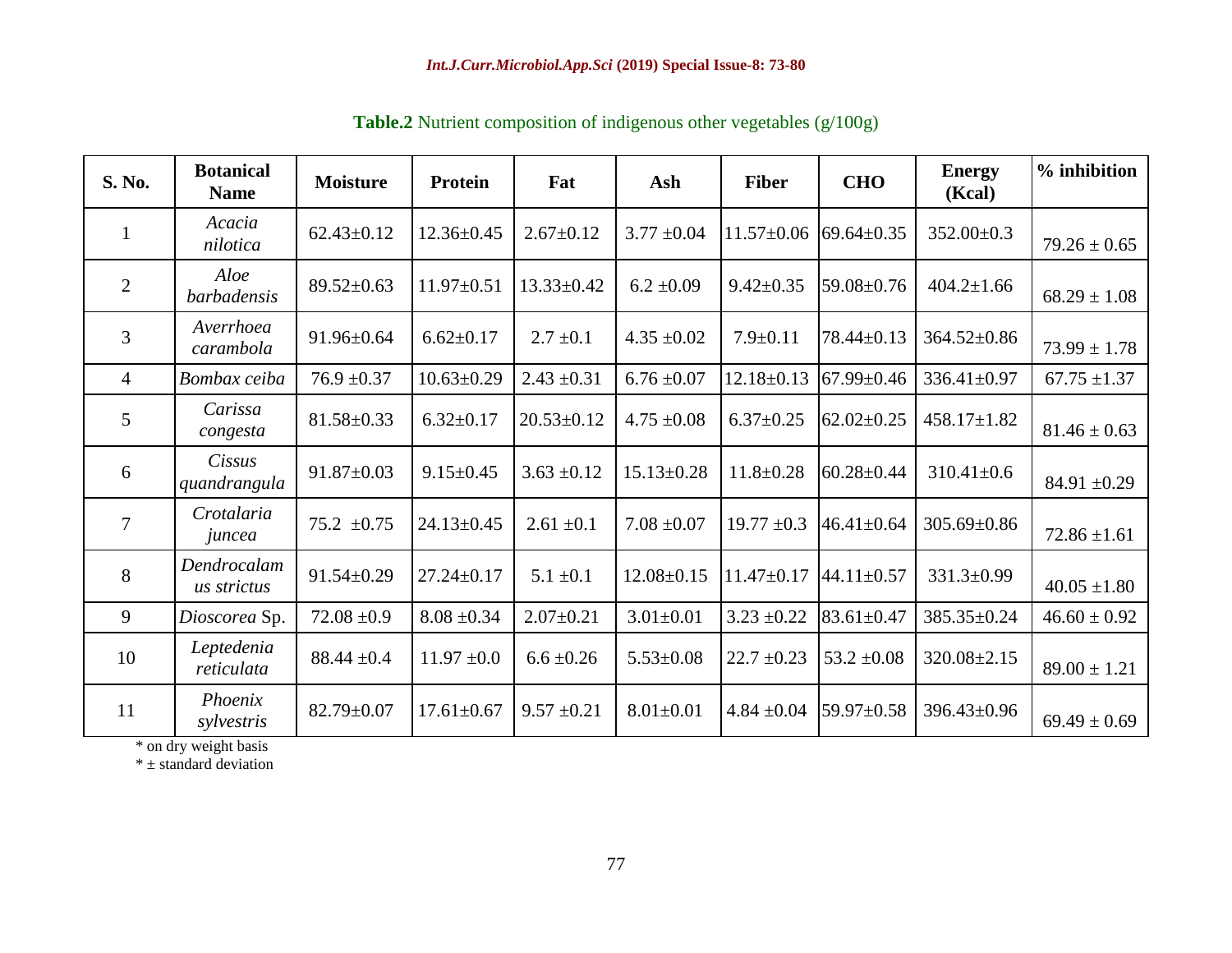**Table.2** Nutrient composition of indigenous other vegetables (g/100g)

| S. No. | Botanical Name | Moisture | Protein | Fat | Ash | Fiber | CHO | Energy (Kcal) | % inhibition |
|---|---|---|---|---|---|---|---|---|---|
| 1 | *Acacia nilotica* | 62.43±0.12 | 12.36±0.45 | 2.67±0.12 | 3.77 ±0.04 | 11.57±0.06 | 69.64±0.35 | 352.00±0.3 | 79.26 ± 0.65 |
| 2 | *Aloe barbadensis* | 89.52±0.63 | 11.97±0.51 | 13.33±0.42 | 6.2 ±0.09 | 9.42±0.35 | 59.08±0.76 | 404.2±1.66 | 68.29 ± 1.08 |
| 3 | *Averrhoea carambola* | 91.96±0.64 | 6.62±0.17 | 2.7 ±0.1 | 4.35 ±0.02 | 7.9±0.11 | 78.44±0.13 | 364.52±0.86 | 73.99 ± 1.78 |
| 4 | *Bombax ceiba* | 76.9 ±0.37 | 10.63±0.29 | 2.43 ±0.31 | 6.76 ±0.07 | 12.18±0.13 | 67.99±0.46 | 336.41±0.97 | 67.75 ±1.37 |
| 5 | *Carissa congesta* | 81.58±0.33 | 6.32±0.17 | 20.53±0.12 | 4.75 ±0.08 | 6.37±0.25 | 62.02±0.25 | 458.17±1.82 | 81.46 ± 0.63 |
| 6 | *Cissus quandrangula* | 91.87±0.03 | 9.15±0.45 | 3.63 ±0.12 | 15.13±0.28 | 11.8±0.28 | 60.28±0.44 | 310.41±0.6 | 84.91 ±0.29 |
| 7 | *Crotalaria juncea* | 75.2 ±0.75 | 24.13±0.45 | 2.61 ±0.1 | 7.08 ±0.07 | 19.77 ±0.3 | 46.41±0.64 | 305.69±0.86 | 72.86 ±1.61 |
| 8 | *Dendrocalamus strictus* | 91.54±0.29 | 27.24±0.17 | 5.1 ±0.1 | 12.08±0.15 | 11.47±0.17 | 44.11±0.57 | 331.3±0.99 | 40.05 ±1.80 |
| 9 | *Dioscorea* Sp. | 72.08 ±0.9 | 8.08 ±0.34 | 2.07±0.21 | 3.01±0.01 | 3.23 ±0.22 | 83.61±0.47 | 385.35±0.24 | 46.60 ± 0.92 |
| 10 | *Leptedenia reticulata* | 88.44 ±0.4 | 11.97 ±0.0 | 6.6 ±0.26 | 5.53±0.08 | 22.7 ±0.23 | 53.2 ±0.08 | 320.08±2.15 | 89.00 ± 1.21 |
| 11 | *Phoenix sylvestris* | 82.79±0.07 | 17.61±0.67 | 9.57 ±0.21 | 8.01±0.01 | 4.84 ±0.04 | 59.97±0.58 | 396.43±0.96 | 69.49 ± 0.69 |

\* on dry weight basis

\* ± standard deviation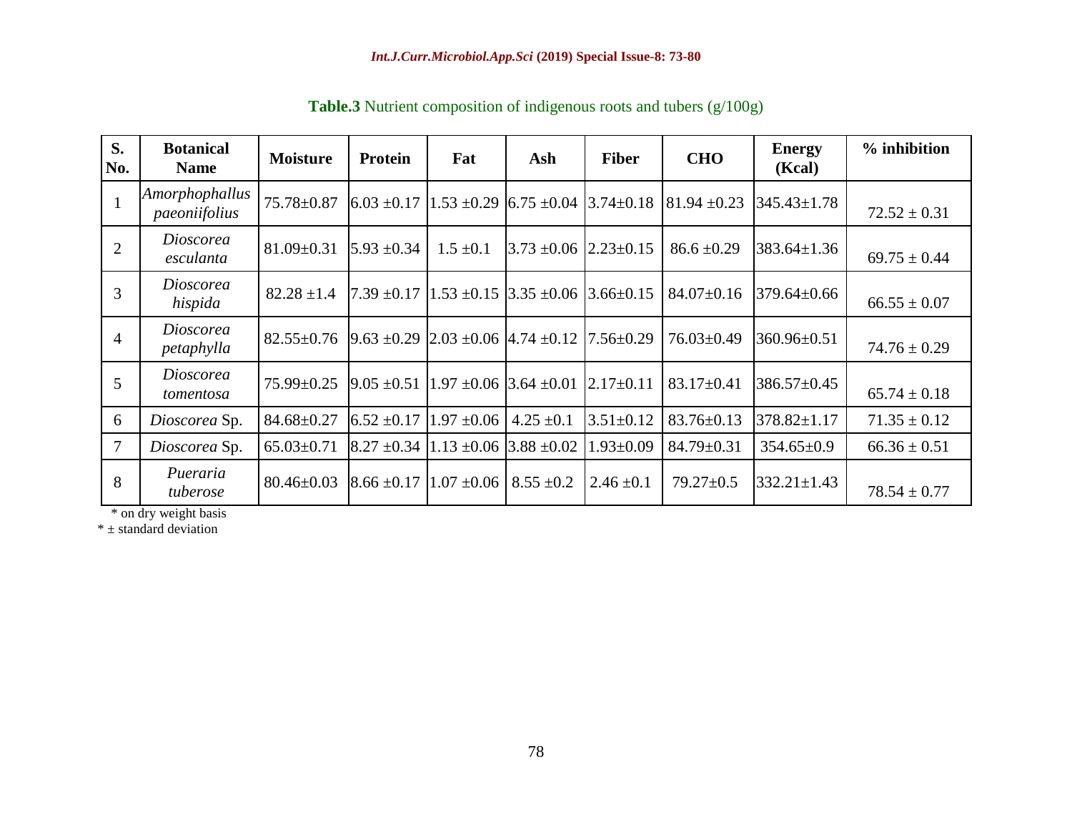**Table.3** Nutrient composition of indigenous roots and tubers (g/100g)

| S. No. | Botanical Name | Moisture | Protein | Fat | Ash | Fiber | CHO | Energy (Kcal) | % inhibition |
|---|---|---|---|---|---|---|---|---|---|
| 1 | *Amorphophallus paeoniifolius* | 75.78±0.87 | 6.03 ±0.17 | 1.53 ±0.29 | 6.75 ±0.04 | 3.74±0.18 | 81.94 ±0.23 | 345.43±1.78 | 72.52 ± 0.31 |
| 2 | *Dioscorea esculanta* | 81.09±0.31 | 5.93 ±0.34 | 1.5 ±0.1 | 3.73 ±0.06 | 2.23±0.15 | 86.6 ±0.29 | 383.64±1.36 | 69.75 ± 0.44 |
| 3 | *Dioscorea hispida* | 82.28 ±1.4 | 7.39 ±0.17 | 1.53 ±0.15 | 3.35 ±0.06 | 3.66±0.15 | 84.07±0.16 | 379.64±0.66 | 66.55 ± 0.07 |
| 4 | *Dioscorea petaphylla* | 82.55±0.76 | 9.63 ±0.29 | 2.03 ±0.06 | 4.74 ±0.12 | 7.56±0.29 | 76.03±0.49 | 360.96±0.51 | 74.76 ± 0.29 |
| 5 | *Dioscorea tomentosa* | 75.99±0.25 | 9.05 ±0.51 | 1.97 ±0.06 | 3.64 ±0.01 | 2.17±0.11 | 83.17±0.41 | 386.57±0.45 | 65.74 ± 0.18 |
| 6 | *Dioscorea* Sp. | 84.68±0.27 | 6.52 ±0.17 | 1.97 ±0.06 | 4.25 ±0.1 | 3.51±0.12 | 83.76±0.13 | 378.82±1.17 | 71.35 ± 0.12 |
| 7 | *Dioscorea* Sp. | 65.03±0.71 | 8.27 ±0.34 | 1.13 ±0.06 | 3.88 ±0.02 | 1.93±0.09 | 84.79±0.31 | 354.65±0.9 | 66.36 ± 0.51 |
| 8 | *Pueraria tuberose* | 80.46±0.03 | 8.66 ±0.17 | 1.07 ±0.06 | 8.55 ±0.2 | 2.46 ±0.1 | 79.27±0.5 | 332.21±1.43 | 78.54 ± 0.77 |

\* on dry weight basis

\* ± standard deviation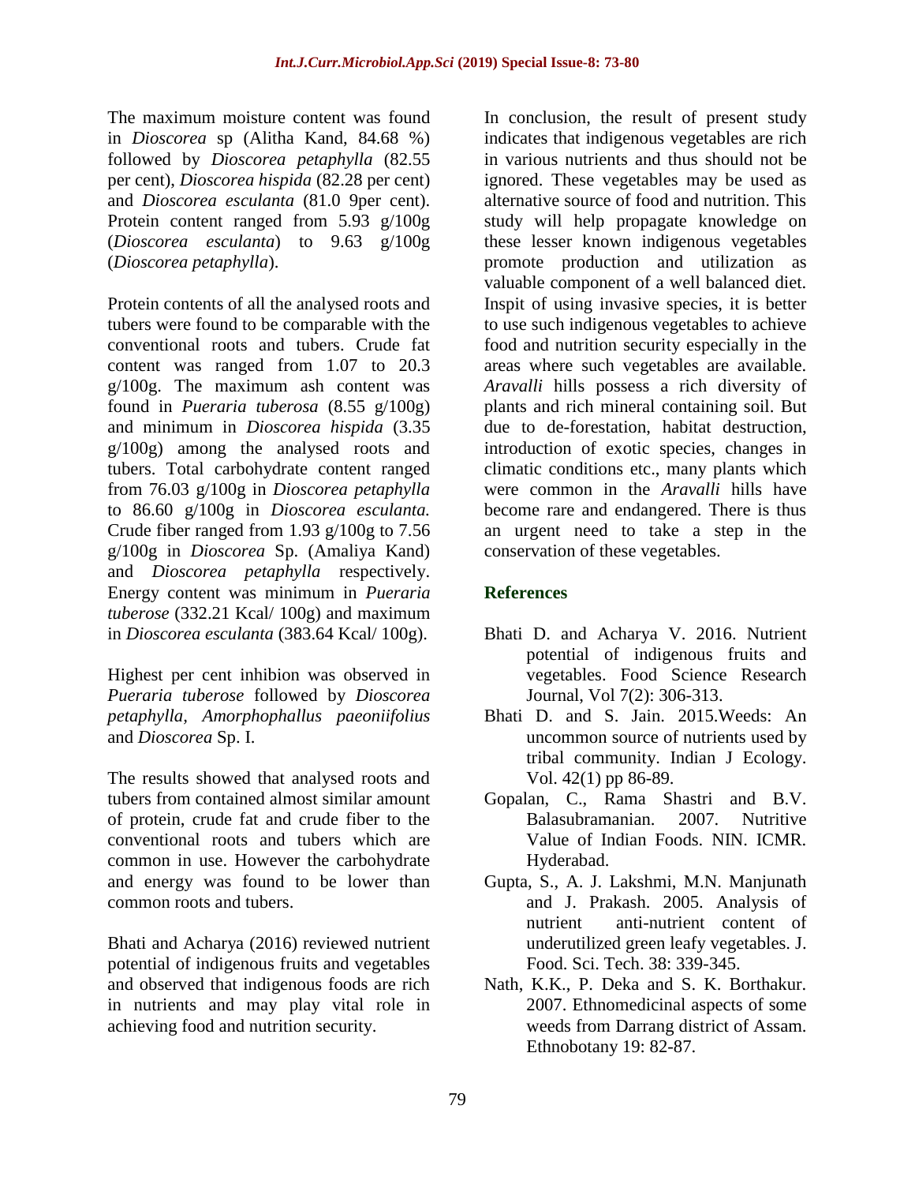The maximum moisture content was found in *Dioscorea* sp (Alitha Kand, 84.68 %) followed by *Dioscorea petaphylla* (82.55 per cent), *Dioscorea hispida* (82.28 per cent) and *Dioscorea esculanta* (81.0 9per cent). Protein content ranged from 5.93 g/100g (*Dioscorea esculanta*) to 9.63 g/100g (*Dioscorea petaphylla*).

Protein contents of all the analysed roots and tubers were found to be comparable with the conventional roots and tubers. Crude fat content was ranged from 1.07 to 20.3 g/100g. The maximum ash content was found in *Pueraria tuberosa* (8.55 g/100g) and minimum in *Dioscorea hispida* (3.35 g/100g) among the analysed roots and tubers. Total carbohydrate content ranged from 76.03 g/100g in *Dioscorea petaphylla* to 86.60 g/100g in *Dioscorea esculanta.* Crude fiber ranged from 1.93 g/100g to 7.56 g/100g in *Dioscorea* Sp. (Amaliya Kand) and *Dioscorea petaphylla* respectively. Energy content was minimum in *Pueraria tuberose* (332.21 Kcal/ 100g) and maximum in *Dioscorea esculanta* (383.64 Kcal/ 100g).

Highest per cent inhibion was observed in *Pueraria tuberose* followed by *Dioscorea petaphylla, Amorphophallus paeoniifolius* and *Dioscorea* Sp. I.

The results showed that analysed roots and tubers from contained almost similar amount of protein, crude fat and crude fiber to the conventional roots and tubers which are common in use. However the carbohydrate and energy was found to be lower than common roots and tubers.

Bhati and Acharya (2016) reviewed nutrient potential of indigenous fruits and vegetables and observed that indigenous foods are rich in nutrients and may play vital role in achieving food and nutrition security.

In conclusion, the result of present study indicates that indigenous vegetables are rich in various nutrients and thus should not be ignored. These vegetables may be used as alternative source of food and nutrition. This study will help propagate knowledge on these lesser known indigenous vegetables promote production and utilization as valuable component of a well balanced diet. Inspit of using invasive species, it is better to use such indigenous vegetables to achieve food and nutrition security especially in the areas where such vegetables are available. *Aravalli* hills possess a rich diversity of plants and rich mineral containing soil. But due to de-forestation, habitat destruction, introduction of exotic species, changes in climatic conditions etc., many plants which were common in the *Aravalli* hills have become rare and endangered. There is thus an urgent need to take a step in the conservation of these vegetables.

## References

Bhati D. and Acharya V. 2016. Nutrient potential of indigenous fruits and vegetables. Food Science Research Journal, Vol 7(2): 306-313.

Bhati D. and S. Jain. 2015.Weeds: An uncommon source of nutrients used by tribal community. Indian J Ecology. Vol. 42(1) pp 86-89.

Gopalan, C., Rama Shastri and B.V. Balasubramanian. 2007. Nutritive Value of Indian Foods. NIN. ICMR. Hyderabad.

Gupta, S., A. J. Lakshmi, M.N. Manjunath and J. Prakash. 2005. Analysis of nutrient anti-nutrient content of underutilized green leafy vegetables. J. Food. Sci. Tech. 38: 339-345.

Nath, K.K., P. Deka and S. K. Borthakur. 2007. Ethnomedicinal aspects of some weeds from Darrang district of Assam. Ethnobotany 19: 82-87.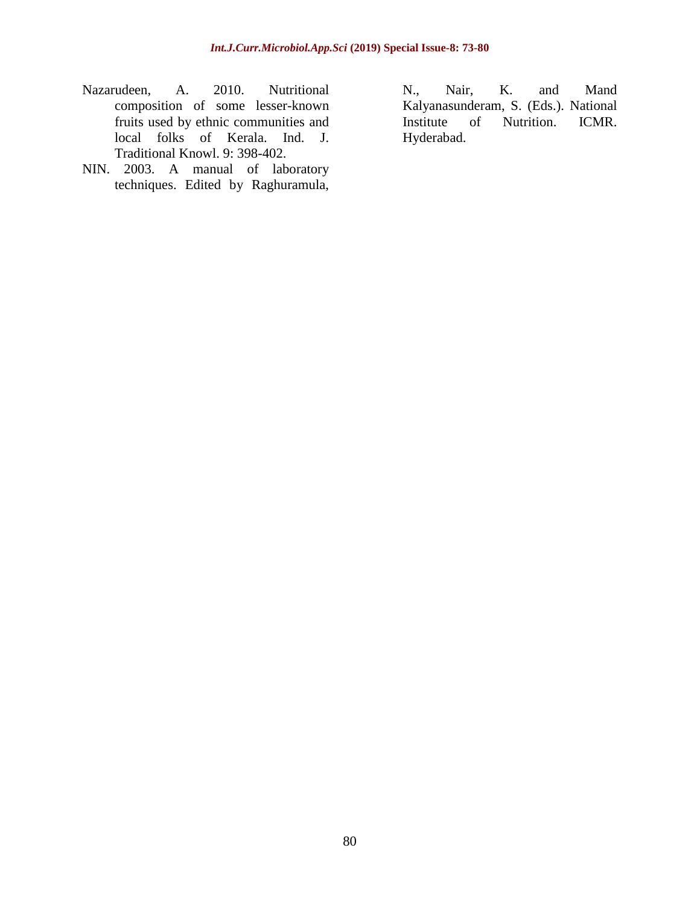Nazarudeen, A. 2010. Nutritional composition of some lesser-known fruits used by ethnic communities and local folks of Kerala. Ind. J. Traditional Knowl. 9: 398-402.

NIN. 2003. A manual of laboratory techniques. Edited by Raghuramula, N., Nair, K. and Mand Kalyanasunderam, S. (Eds.). National Institute of Nutrition. ICMR. Hyderabad.